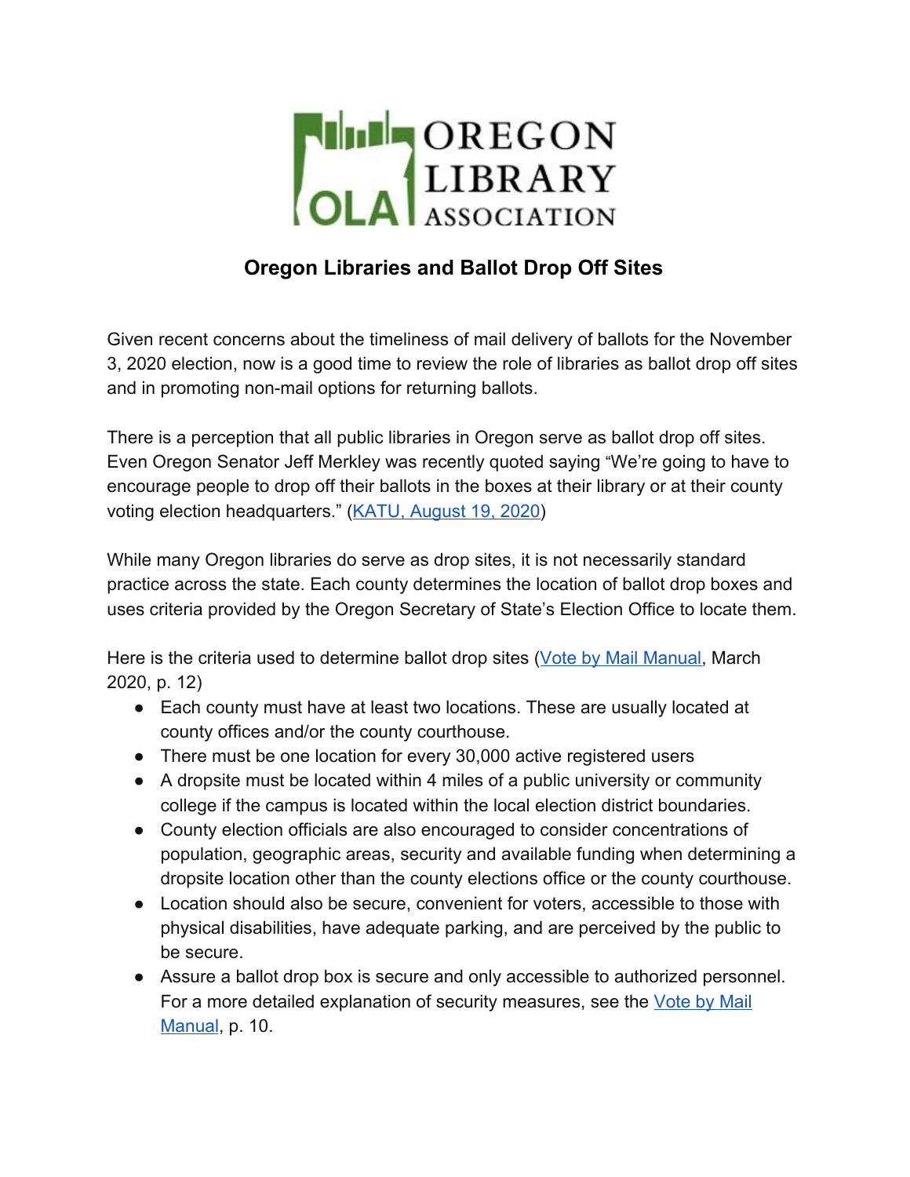OREGON LIBRARY ASSOCIATION

# Oregon Libraries and Ballot Drop Off Sites

Given recent concerns about the timeliness of mail delivery of ballots for the November 3, 2020 election, now is a good time to review the role of libraries as ballot drop off sites and in promoting non-mail options for returning ballots.

There is a perception that all public libraries in Oregon serve as ballot drop off sites. Even Oregon Senator Jeff Merkley was recently quoted saying "We're going to have to encourage people to drop off their ballots in the boxes at their library or at their county voting election headquarters." (KATU, August 19, 2020)

While many Oregon libraries do serve as drop sites, it is not necessarily standard practice across the state. Each county determines the location of ballot drop boxes and uses criteria provided by the Oregon Secretary of State's Election Office to locate them.

Here is the criteria used to determine ballot drop sites (Vote by Mail Manual, March 2020, p. 12)

- Each county must have at least two locations. These are usually located at county offices and/or the county courthouse.
- There must be one location for every 30,000 active registered users
- A dropsite must be located within 4 miles of a public university or community college if the campus is located within the local election district boundaries.
- County election officials are also encouraged to consider concentrations of population, geographic areas, security and available funding when determining a dropsite location other than the county elections office or the county courthouse.
- Location should also be secure, convenient for voters, accessible to those with physical disabilities, have adequate parking, and are perceived by the public to be secure.
- Assure a ballot drop box is secure and only accessible to authorized personnel. For a more detailed explanation of security measures, see the Vote by Mail Manual, p. 10.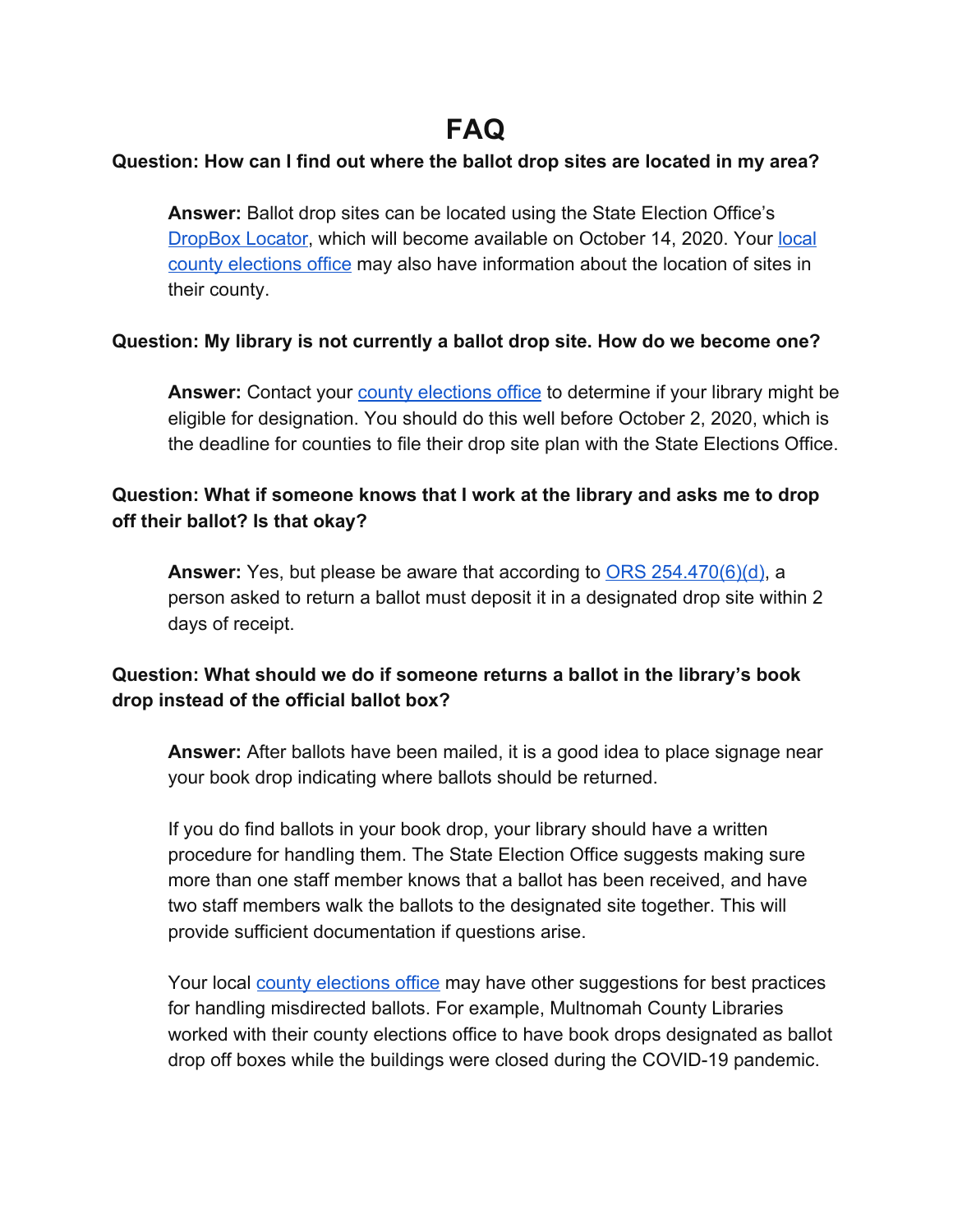# FAQ

**Question: How can I find out where the ballot drop sites are located in my area?**

**Answer:** Ballot drop sites can be located using the State Election Office's DropBox Locator, which will become available on October 14, 2020. Your local county elections office may also have information about the location of sites in their county.

**Question: My library is not currently a ballot drop site. How do we become one?**

**Answer:** Contact your county elections office to determine if your library might be eligible for designation. You should do this well before October 2, 2020, which is the deadline for counties to file their drop site plan with the State Elections Office.

**Question: What if someone knows that I work at the library and asks me to drop off their ballot? Is that okay?**

**Answer:** Yes, but please be aware that according to ORS 254.470(6)(d), a person asked to return a ballot must deposit it in a designated drop site within 2 days of receipt.

**Question: What should we do if someone returns a ballot in the library's book drop instead of the official ballot box?**

**Answer:** After ballots have been mailed, it is a good idea to place signage near your book drop indicating where ballots should be returned.

If you do find ballots in your book drop, your library should have a written procedure for handling them. The State Election Office suggests making sure more than one staff member knows that a ballot has been received, and have two staff members walk the ballots to the designated site together. This will provide sufficient documentation if questions arise.

Your local county elections office may have other suggestions for best practices for handling misdirected ballots. For example, Multnomah County Libraries worked with their county elections office to have book drops designated as ballot drop off boxes while the buildings were closed during the COVID-19 pandemic.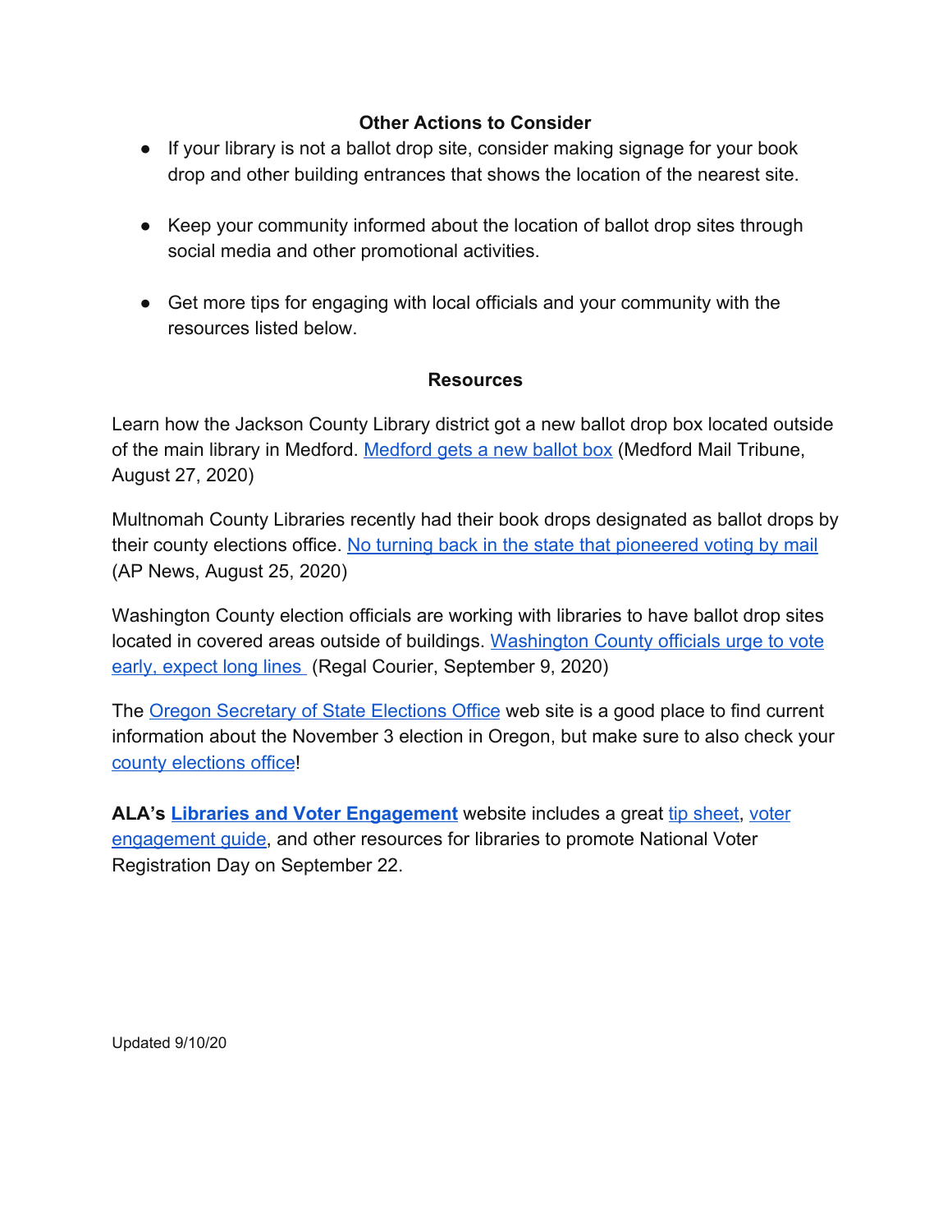## Other Actions to Consider

- If your library is not a ballot drop site, consider making signage for your book drop and other building entrances that shows the location of the nearest site.
- Keep your community informed about the location of ballot drop sites through social media and other promotional activities.
- Get more tips for engaging with local officials and your community with the resources listed below.

## Resources

Learn how the Jackson County Library district got a new ballot drop box located outside of the main library in Medford. Medford gets a new ballot box (Medford Mail Tribune, August 27, 2020)

Multnomah County Libraries recently had their book drops designated as ballot drops by their county elections office. No turning back in the state that pioneered voting by mail (AP News, August 25, 2020)

Washington County election officials are working with libraries to have ballot drop sites located in covered areas outside of buildings. Washington County officials urge to vote early, expect long lines (Regal Courier, September 9, 2020)

The Oregon Secretary of State Elections Office web site is a good place to find current information about the November 3 election in Oregon, but make sure to also check your county elections office!

**ALA's Libraries and Voter Engagement** website includes a great tip sheet, voter engagement guide, and other resources for libraries to promote National Voter Registration Day on September 22.

Updated 9/10/20